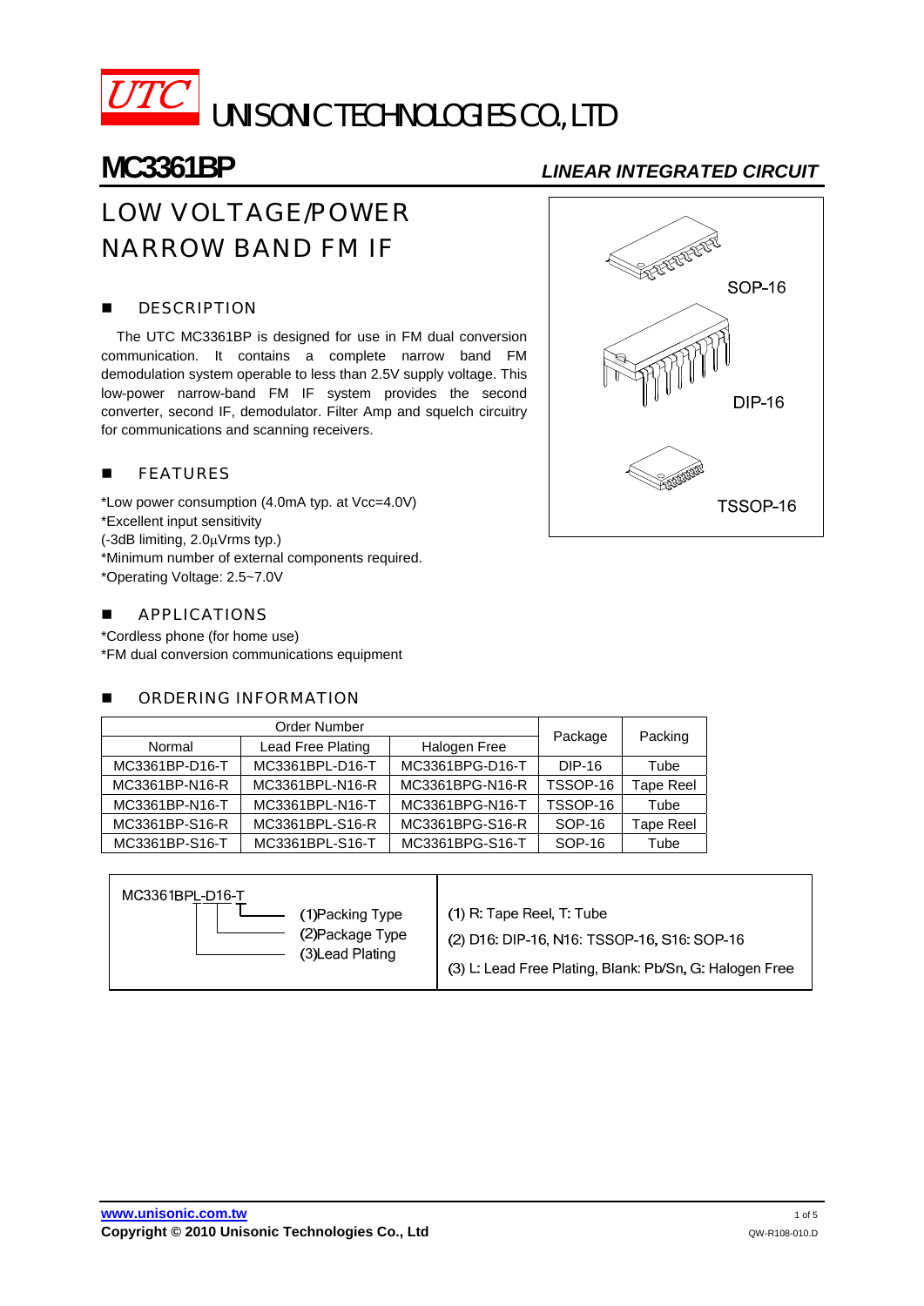# UTC UNISONIC TECHNOLOGIES CO., LTD

## MC3361BP

*LINEAR INTEGRATED CIRCUIT*

# LOW VOLTAGE/POWER NARROW BAND FM IF

SOP-16

DIP-16

TSSOP-16

## DESCRIPTION

The UTC MC3361BP is designed for use in FM dual conversion communication. It contains a complete narrow band FM demodulation system operable to less than 2.5V supply voltage. This low-power narrow-band FM IF system provides the second converter, second IF, demodulator. Filter Amp and squelch circuitry for communications and scanning receivers.

## FEATURES

*Low power consumption (4.0mA typ. at Vcc=4.0V)
*Excellent input sensitivity
(-3dB limiting, 2.0μVrms typ.)
*Minimum number of external components required.
*Operating Voltage: 2.5~7.0V

## APPLICATIONS

*Cordless phone (for home use)
*FM dual conversion communications equipment

## ORDERING INFORMATION

| Order Number | | | Package | Packing |
|---|---|---|---|---|
| Normal | Lead Free Plating | Halogen Free | | |
| MC3361BP-D16-T | MC3361BPL-D16-T | MC3361BPG-D16-T | DIP-16 | Tube |
| MC3361BP-N16-R | MC3361BPL-N16-R | MC3361BPG-N16-R | TSSOP-16 | Tape Reel |
| MC3361BP-N16-T | MC3361BPL-N16-T | MC3361BPG-N16-T | TSSOP-16 | Tube |
| MC3361BP-S16-R | MC3361BPL-S16-R | MC3361BPG-S16-R | SOP-16 | Tape Reel |
| MC3361BP-S16-T | MC3361BPL-S16-T | MC3361BPG-S16-T | SOP-16 | Tube |

MC3361BPL-D16-T
(1)Packing Type
(2)Package Type
(3)Lead Plating

(1) R: Tape Reel, T: Tube
(2) D16: DIP-16, N16: TSSOP-16, S16: SOP-16
(3) L: Lead Free Plating, Blank: Pb/Sn, G: Halogen Free

www.unisonic.com.tw
Copyright © 2010 Unisonic Technologies Co., Ltd
QW-R108-010.D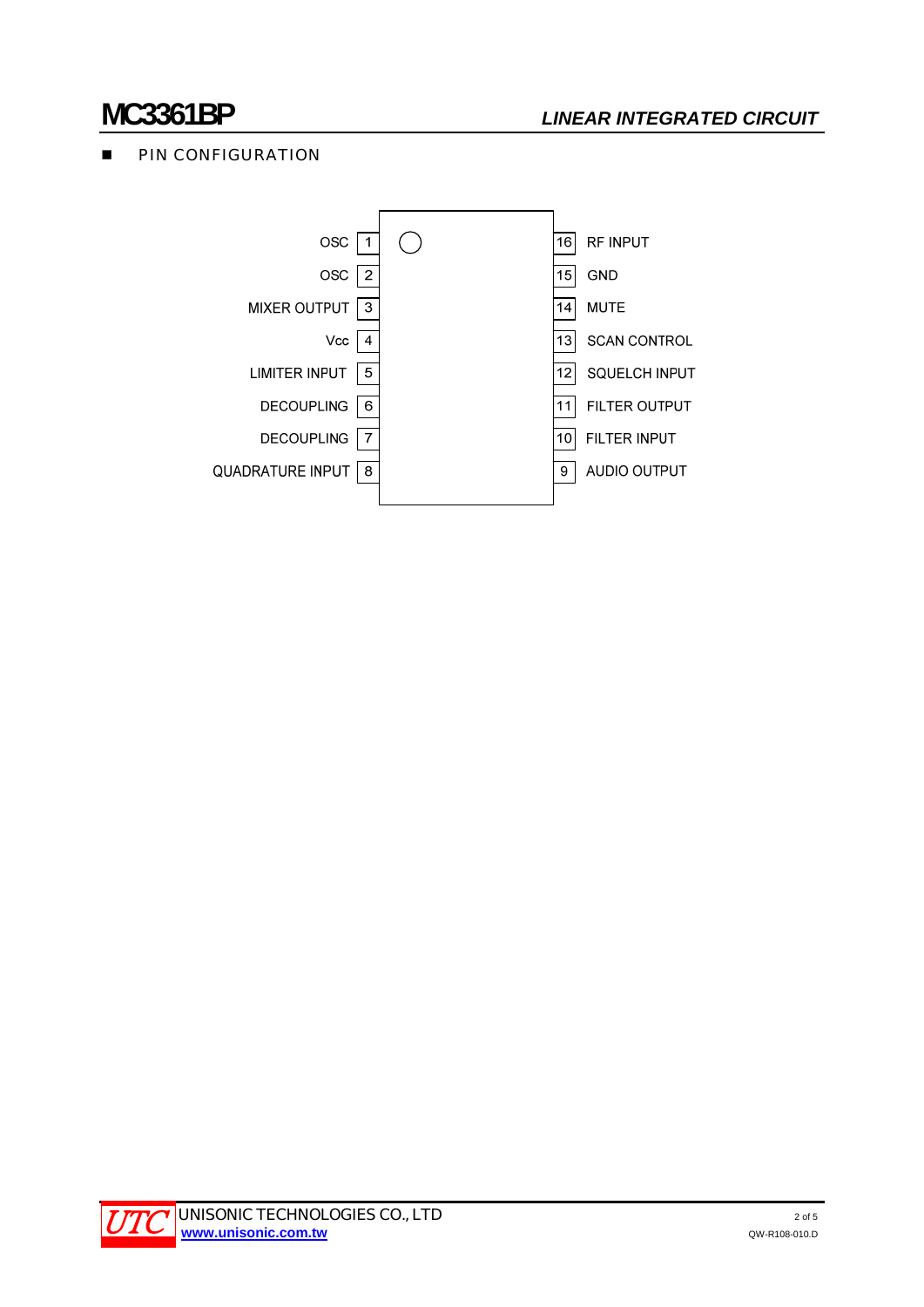## PIN CONFIGURATION

| Pin | Name | Pin | Name |
|---|---|---|---|
| 1 | OSC | 16 | RF INPUT |
| 2 | OSC | 15 | GND |
| 3 | MIXER OUTPUT | 14 | MUTE |
| 4 | Vcc | 13 | SCAN CONTROL |
| 5 | LIMITER INPUT | 12 | SQUELCH INPUT |
| 6 | DECOUPLING | 11 | FILTER OUTPUT |
| 7 | DECOUPLING | 10 | FILTER INPUT |
| 8 | QUADRATURE INPUT | 9 | AUDIO OUTPUT |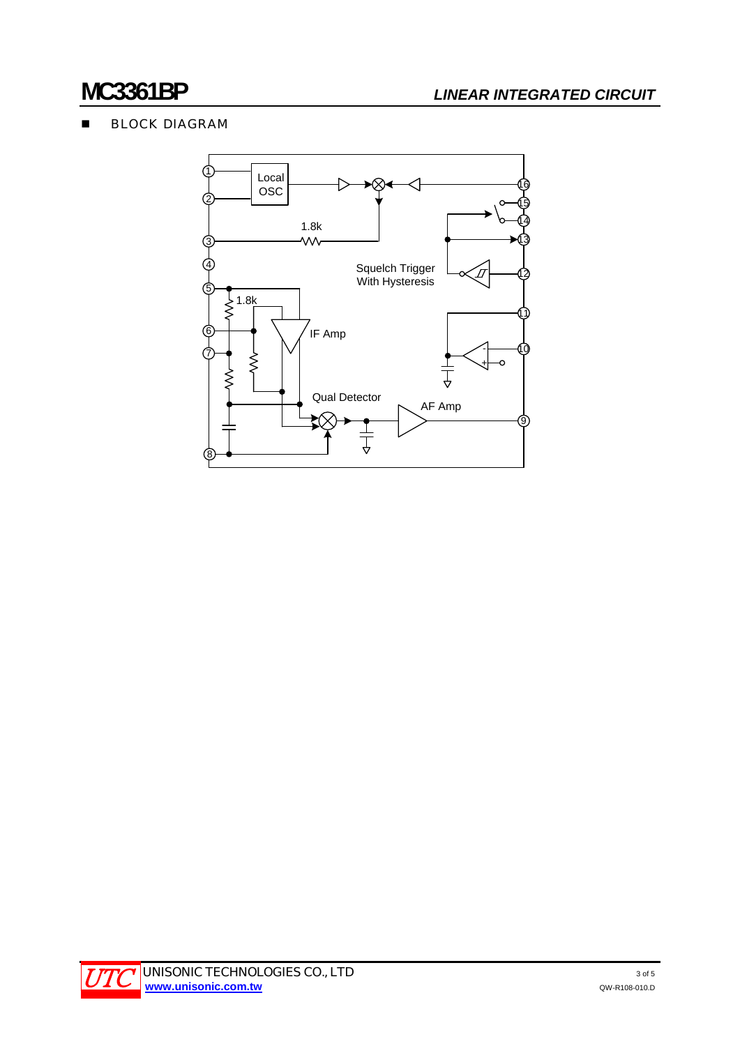## BLOCK DIAGRAM

Local OSC

1.8k

Squelch Trigger With Hysteresis

1.8k

IF Amp

Qual Detector

AF Amp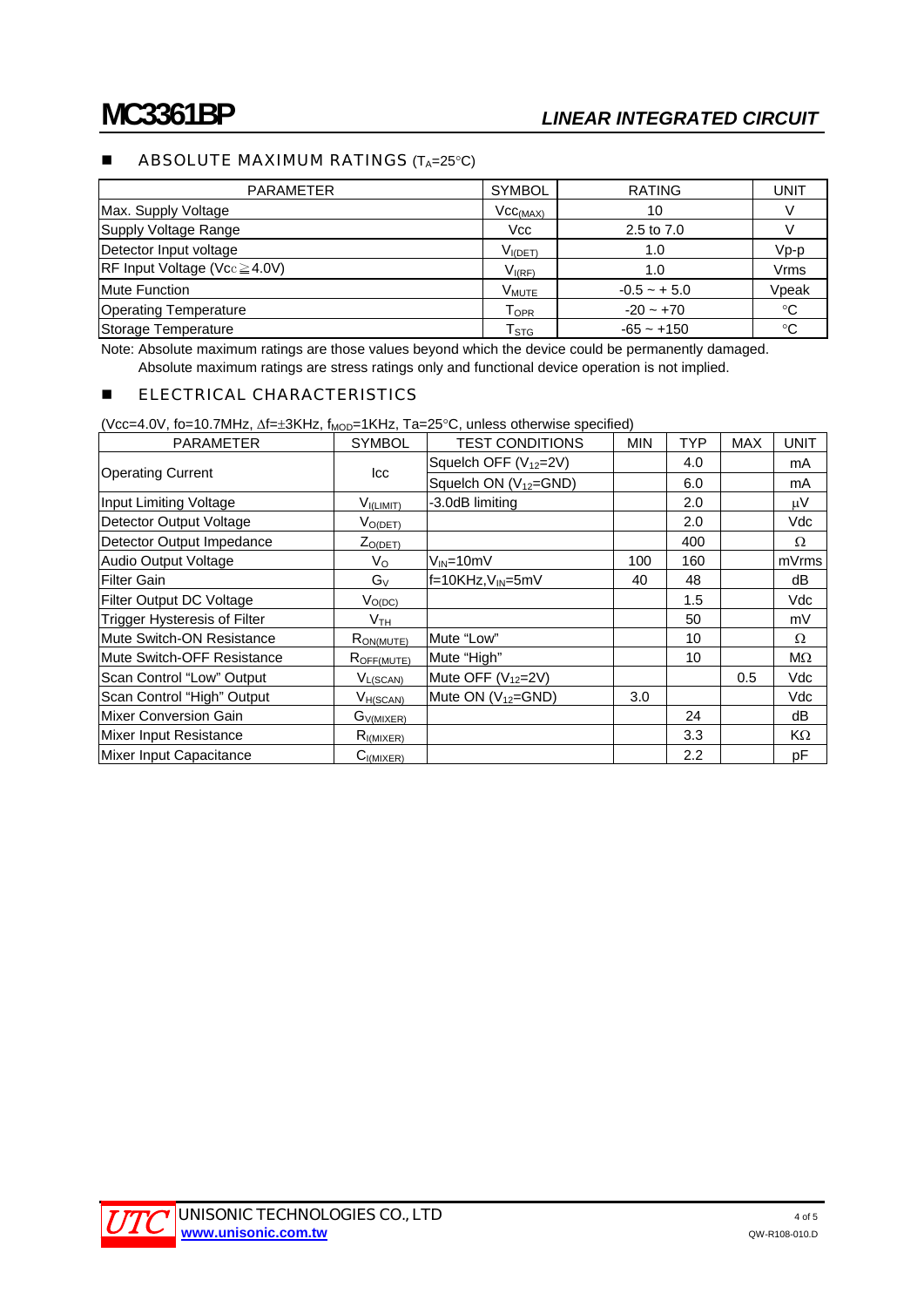## ■ ABSOLUTE MAXIMUM RATINGS ($T_A$=25°C)

| PARAMETER | SYMBOL | RATING | UNIT |
|---|---|---|---|
| Max. Supply Voltage | $Vcc_{(MAX)}$ | 10 | V |
| Supply Voltage Range | Vcc | 2.5 to 7.0 | V |
| Detector Input voltage | $V_{I(DET)}$ | 1.0 | Vp-p |
| RF Input Voltage (Vcc≧4.0V) | $V_{I(RF)}$ | 1.0 | Vrms |
| Mute Function | $V_{MUTE}$ | -0.5 ~ + 5.0 | Vpeak |
| Operating Temperature | $T_{OPR}$ | -20 ~ +70 | °C |
| Storage Temperature | $T_{STG}$ | -65 ~ +150 | °C |

Note: Absolute maximum ratings are those values beyond which the device could be permanently damaged.
Absolute maximum ratings are stress ratings only and functional device operation is not implied.

## ■ ELECTRICAL CHARACTERISTICS

(Vcc=4.0V, fo=10.7MHz, Δf=±3KHz, $f_{MOD}$=1KHz, Ta=25°C, unless otherwise specified)

| PARAMETER | SYMBOL | TEST CONDITIONS | MIN | TYP | MAX | UNIT |
|---|---|---|---|---|---|---|
| Operating Current | Icc | Squelch OFF ($V_{12}$=2V) | | 4.0 | | mA |
| | | Squelch ON ($V_{12}$=GND) | | 6.0 | | mA |
| Input Limiting Voltage | $V_{I(LIMIT)}$ | -3.0dB limiting | | 2.0 | | μV |
| Detector Output Voltage | $V_{O(DET)}$ | | | 2.0 | | Vdc |
| Detector Output Impedance | $Z_{O(DET)}$ | | | 400 | | Ω |
| Audio Output Voltage | $V_O$ | $V_{IN}$=10mV | 100 | 160 | | mVrms |
| Filter Gain | $G_V$ | f=10KHz,$V_{IN}$=5mV | 40 | 48 | | dB |
| Filter Output DC Voltage | $V_{O(DC)}$ | | | 1.5 | | Vdc |
| Trigger Hysteresis of Filter | $V_{TH}$ | | | 50 | | mV |
| Mute Switch-ON Resistance | $R_{ON(MUTE)}$ | Mute "Low" | | 10 | | Ω |
| Mute Switch-OFF Resistance | $R_{OFF(MUTE)}$ | Mute "High" | | 10 | | MΩ |
| Scan Control "Low" Output | $V_{L(SCAN)}$ | Mute OFF ($V_{12}$=2V) | | | 0.5 | Vdc |
| Scan Control "High" Output | $V_{H(SCAN)}$ | Mute ON ($V_{12}$=GND) | 3.0 | | | Vdc |
| Mixer Conversion Gain | $G_{V(MIXER)}$ | | | 24 | | dB |
| Mixer Input Resistance | $R_{I(MIXER)}$ | | | 3.3 | | KΩ |
| Mixer Input Capacitance | $C_{I(MIXER)}$ | | | 2.2 | | pF |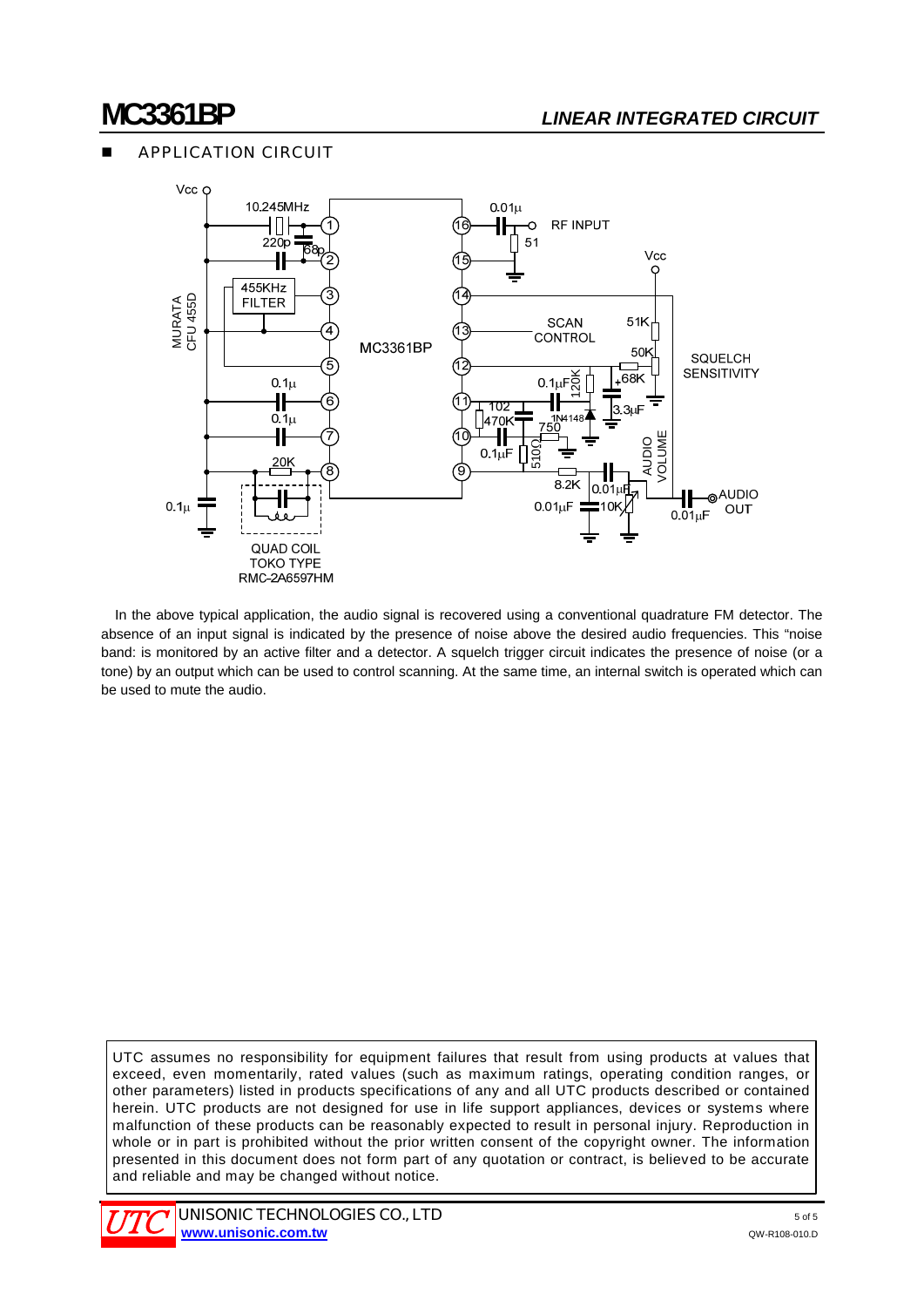## APPLICATION CIRCUIT

Vcc

10.245MHz

220p

68p

455KHz FILTER

MURATA CFU 455D

MC3361BP

0.1μ

0.1μ

20K

0.1μ

QUAD COIL TOKO TYPE RMC-2A6597HM

0.01μ

RF INPUT

51

Vcc

SCAN CONTROL

51K

50K

SQUELCH SENSITIVITY

0.1μF

120K

68K

102

470K

1N4148

3.3μF

750

0.1μF

510Ω

AUDIO VOLUME

8.2K

0.01μF

0.01μF

10K

0.01μF

AUDIO OUT

In the above typical application, the audio signal is recovered using a conventional quadrature FM detector. The absence of an input signal is indicated by the presence of noise above the desired audio frequencies. This "noise band: is monitored by an active filter and a detector. A squelch trigger circuit indicates the presence of noise (or a tone) by an output which can be used to control scanning. At the same time, an internal switch is operated which can be used to mute the audio.

UTC assumes no responsibility for equipment failures that result from using products at values that exceed, even momentarily, rated values (such as maximum ratings, operating condition ranges, or other parameters) listed in products specifications of any and all UTC products described or contained herein. UTC products are not designed for use in life support appliances, devices or systems where malfunction of these products can be reasonably expected to result in personal injury. Reproduction in whole or in part is prohibited without the prior written consent of the copyright owner. The information presented in this document does not form part of any quotation or contract, is believed to be accurate and reliable and may be changed without notice.